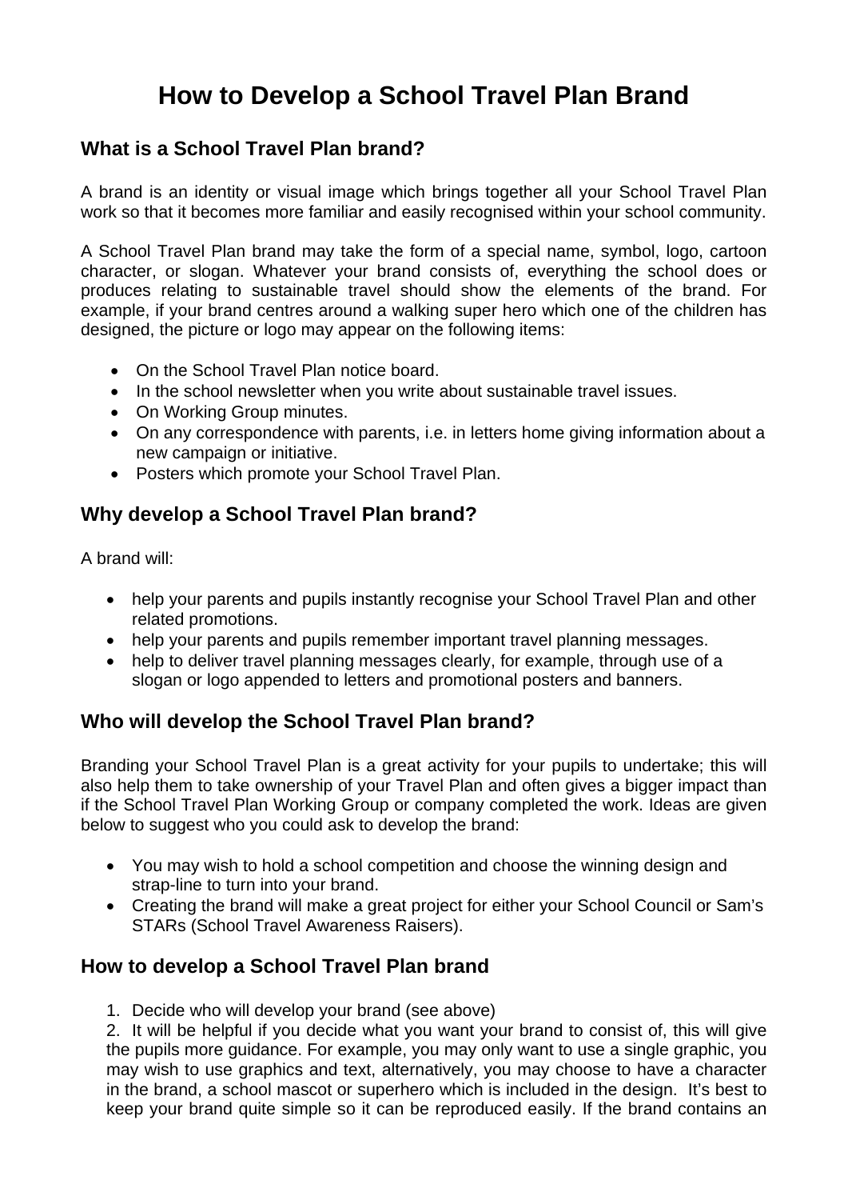# How to Develop a School Travel Plan Brand

## What is a School Travel Plan brand?

A brand is an identity or visual image which brings together all your School Travel Plan work so that it becomes more familiar and easily recognised within your school community.

A School Travel Plan brand may take the form of a special name, symbol, logo, cartoon character, or slogan. Whatever your brand consists of, everything the school does or produces relating to sustainable travel should show the elements of the brand. For example, if your brand centres around a walking super hero which one of the children has designed, the picture or logo may appear on the following items:

- On the School Travel Plan notice board.
- In the school newsletter when you write about sustainable travel issues.
- On Working Group minutes.
- On any correspondence with parents, i.e. in letters home giving information about a new campaign or initiative.
- Posters which promote your School Travel Plan.

## Why develop a School Travel Plan brand?

A brand will:

- help your parents and pupils instantly recognise your School Travel Plan and other related promotions.
- help your parents and pupils remember important travel planning messages.
- help to deliver travel planning messages clearly, for example, through use of a slogan or logo appended to letters and promotional posters and banners.

## Who will develop the School Travel Plan brand?

Branding your School Travel Plan is a great activity for your pupils to undertake; this will also help them to take ownership of your Travel Plan and often gives a bigger impact than if the School Travel Plan Working Group or company completed the work. Ideas are given below to suggest who you could ask to develop the brand:

- You may wish to hold a school competition and choose the winning design and strap-line to turn into your brand.
- Creating the brand will make a great project for either your School Council or Sam's STARs (School Travel Awareness Raisers).

## How to develop a School Travel Plan brand

1. Decide who will develop your brand (see above)
2. It will be helpful if you decide what you want your brand to consist of, this will give the pupils more guidance. For example, you may only want to use a single graphic, you may wish to use graphics and text, alternatively, you may choose to have a character in the brand, a school mascot or superhero which is included in the design. It's best to keep your brand quite simple so it can be reproduced easily. If the brand contains an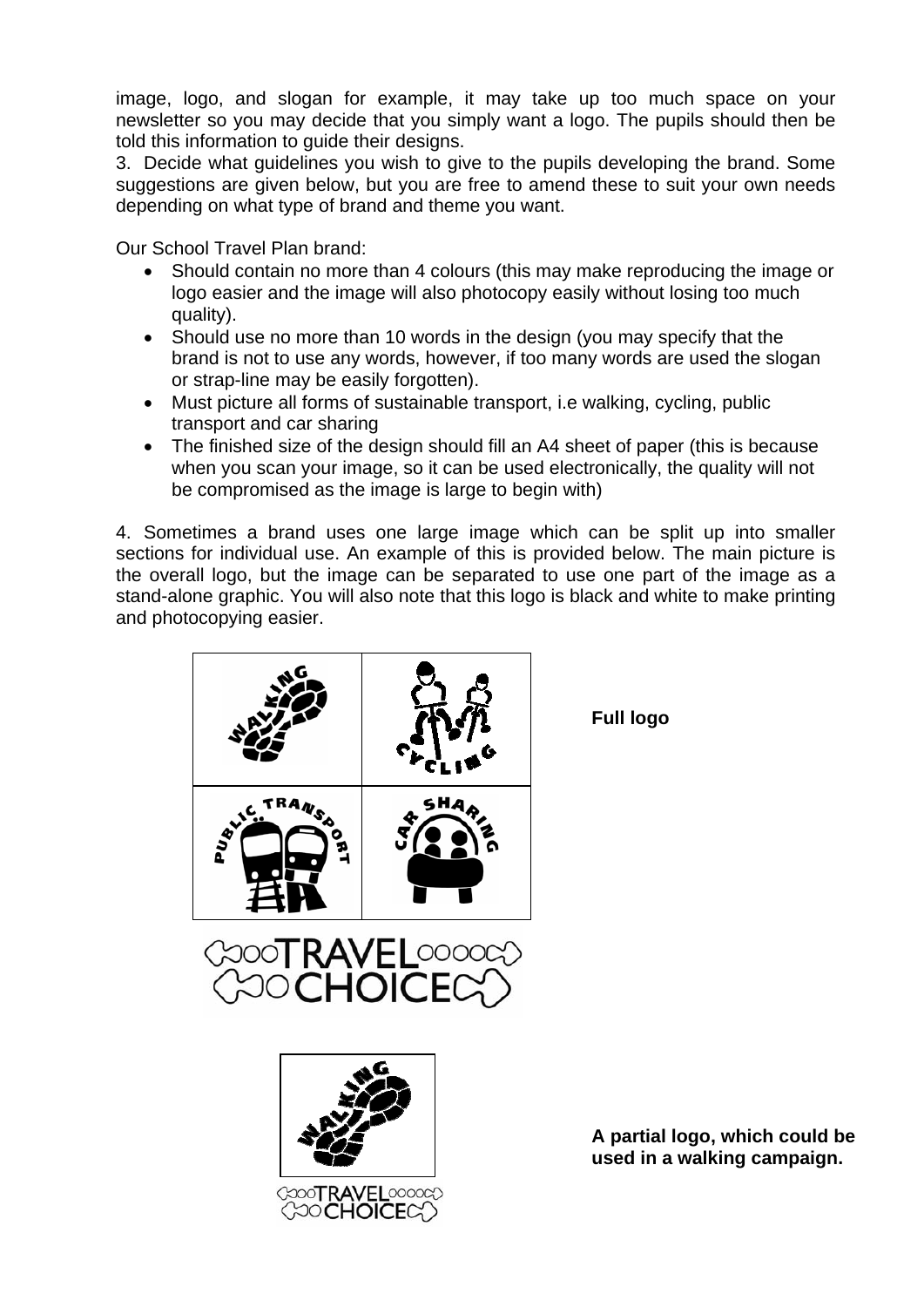image, logo, and slogan for example, it may take up too much space on your newsletter so you may decide that you simply want a logo. The pupils should then be told this information to guide their designs.

3. Decide what guidelines you wish to give to the pupils developing the brand. Some suggestions are given below, but you are free to amend these to suit your own needs depending on what type of brand and theme you want.

Our School Travel Plan brand:

- Should contain no more than 4 colours (this may make reproducing the image or logo easier and the image will also photocopy easily without losing too much quality).
- Should use no more than 10 words in the design (you may specify that the brand is not to use any words, however, if too many words are used the slogan or strap-line may be easily forgotten).
- Must picture all forms of sustainable transport, i.e walking, cycling, public transport and car sharing
- The finished size of the design should fill an A4 sheet of paper (this is because when you scan your image, so it can be used electronically, the quality will not be compromised as the image is large to begin with)

4. Sometimes a brand uses one large image which can be split up into smaller sections for individual use. An example of this is provided below. The main picture is the overall logo, but the image can be separated to use one part of the image as a stand-alone graphic. You will also note that this logo is black and white to make printing and photocopying easier.

**Full logo**

**A partial logo, which could be used in a walking campaign.**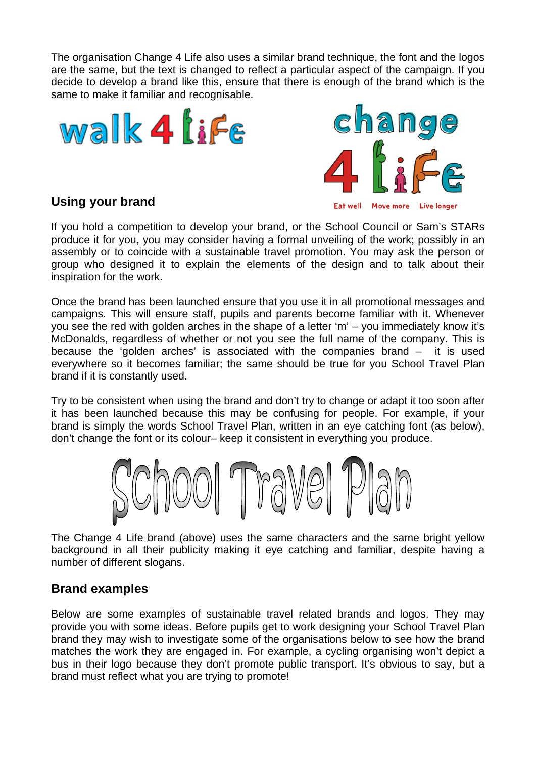The organisation Change 4 Life also uses a similar brand technique, the font and the logos are the same, but the text is changed to reflect a particular aspect of the campaign. If you decide to develop a brand like this, ensure that there is enough of the brand which is the same to make it familiar and recognisable.

## Using your brand

If you hold a competition to develop your brand, or the School Council or Sam's STARs produce it for you, you may consider having a formal unveiling of the work; possibly in an assembly or to coincide with a sustainable travel promotion. You may ask the person or group who designed it to explain the elements of the design and to talk about their inspiration for the work.

Once the brand has been launched ensure that you use it in all promotional messages and campaigns. This will ensure staff, pupils and parents become familiar with it. Whenever you see the red with golden arches in the shape of a letter 'm' – you immediately know it's McDonalds, regardless of whether or not you see the full name of the company. This is because the 'golden arches' is associated with the companies brand – it is used everywhere so it becomes familiar; the same should be true for you School Travel Plan brand if it is constantly used.

Try to be consistent when using the brand and don't try to change or adapt it too soon after it has been launched because this may be confusing for people. For example, if your brand is simply the words School Travel Plan, written in an eye catching font (as below), don't change the font or its colour– keep it consistent in everything you produce.

School Travel Plan

The Change 4 Life brand (above) uses the same characters and the same bright yellow background in all their publicity making it eye catching and familiar, despite having a number of different slogans.

## Brand examples

Below are some examples of sustainable travel related brands and logos. They may provide you with some ideas. Before pupils get to work designing your School Travel Plan brand they may wish to investigate some of the organisations below to see how the brand matches the work they are engaged in. For example, a cycling organising won't depict a bus in their logo because they don't promote public transport. It's obvious to say, but a brand must reflect what you are trying to promote!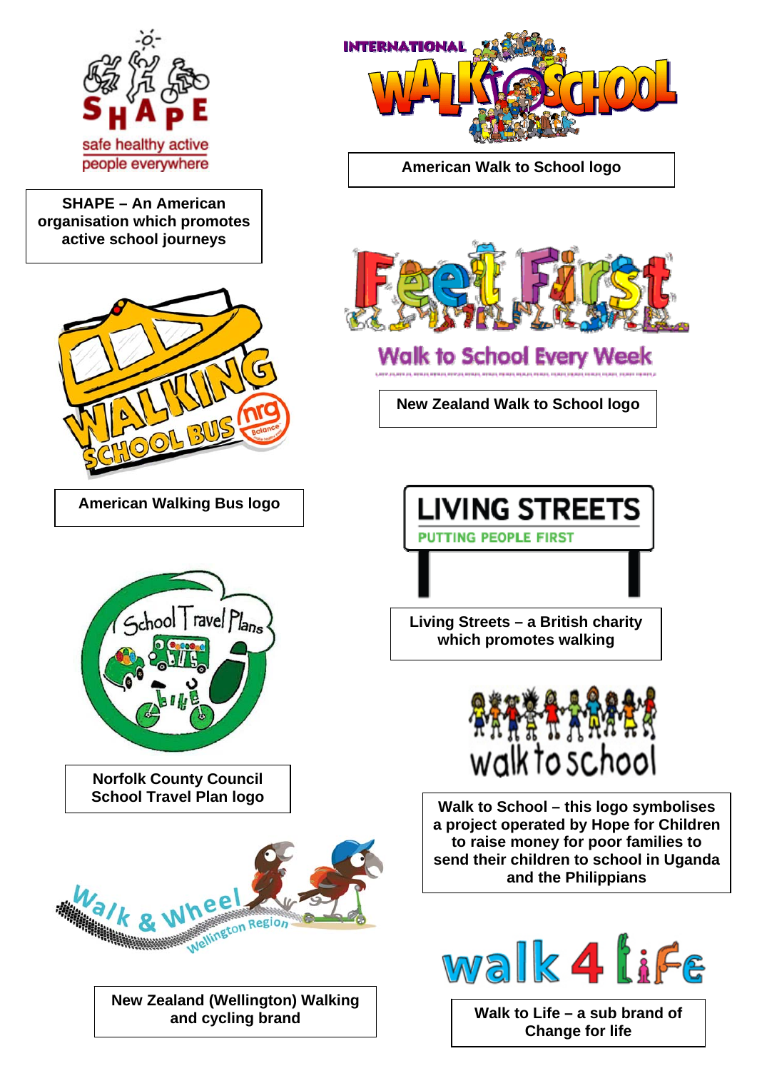SHAPE – An American organisation which promotes active school journeys

American Walk to School logo

New Zealand Walk to School logo

American Walking Bus logo

Living Streets – a British charity which promotes walking

Norfolk County Council School Travel Plan logo

Walk to School – this logo symbolises a project operated by Hope for Children to raise money for poor families to send their children to school in Uganda and the Philippians

New Zealand (Wellington) Walking and cycling brand

Walk to Life – a sub brand of Change for life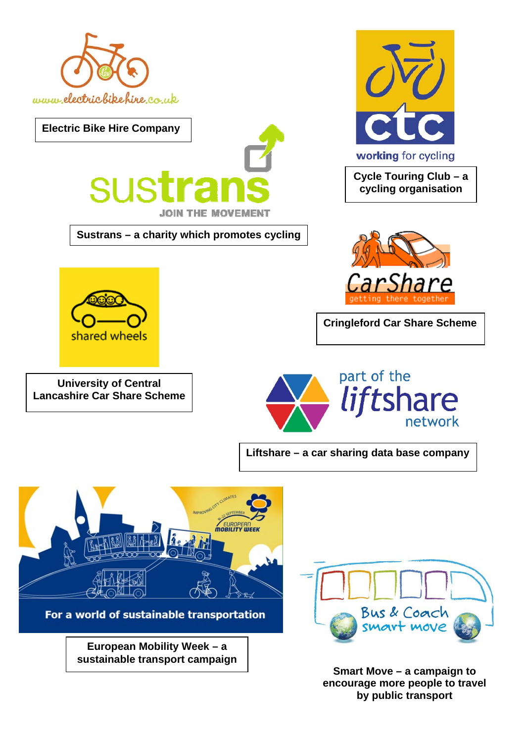www.electricbikehire.co.uk

Electric Bike Hire Company

ctc

working for cycling

Cycle Touring Club – a cycling organisation

sustrans

JOIN THE MOVEMENT

Sustrans – a charity which promotes cycling

CarShare

getting there together

Cringleford Car Share Scheme

shared wheels

University of Central Lancashire Car Share Scheme

part of the liftshare network

Liftshare – a car sharing data base company

IMPROVING CITY CLIMATES

16-22 SEPTEMBER

EUROPEAN MOBILITY WEEK

For a world of sustainable transportation

European Mobility Week – a sustainable transport campaign

Bus & Coach smart move

Smart Move – a campaign to encourage more people to travel by public transport